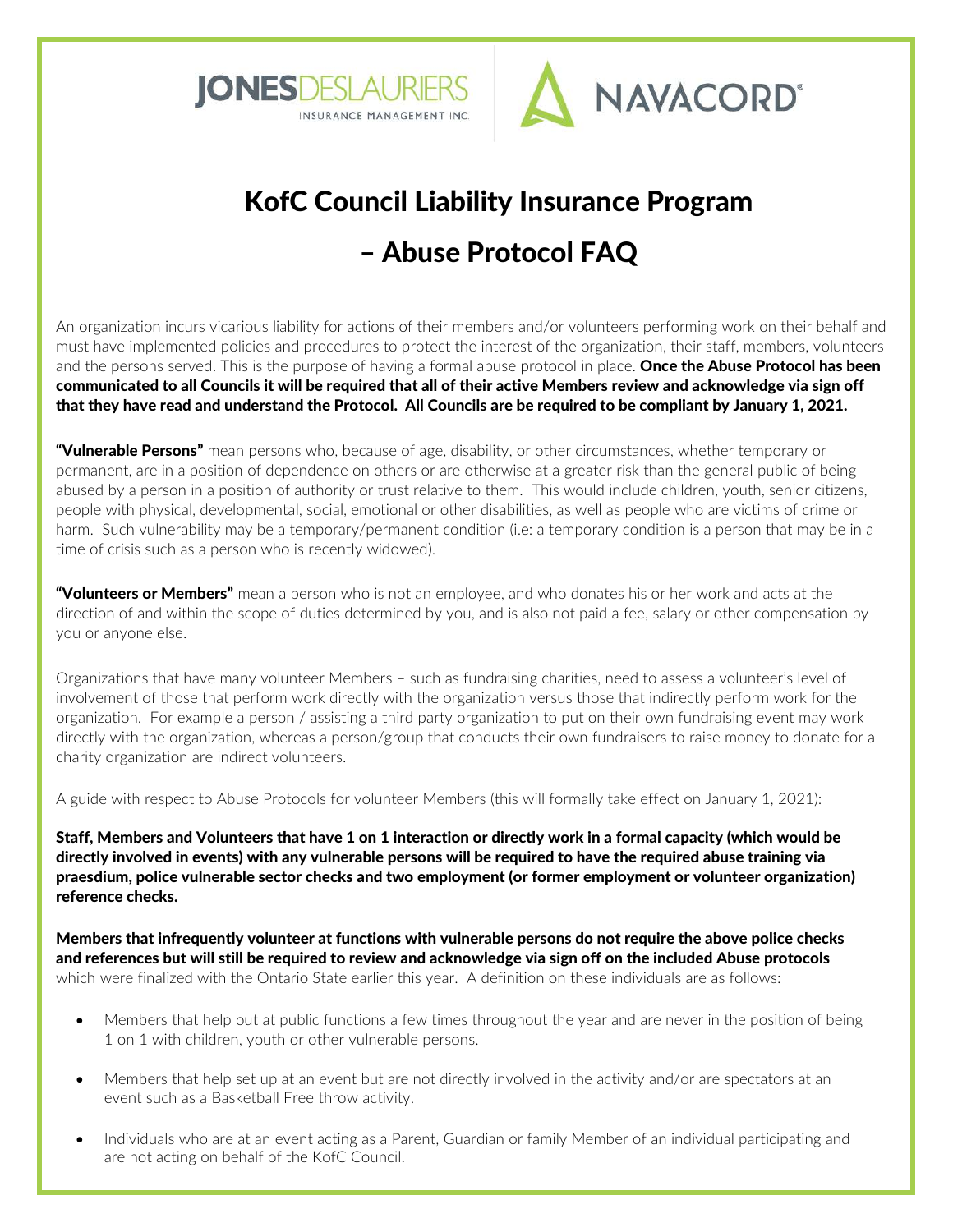JONESDESLAURIERS INSURANCE MANAGEMENT INC. | NAVACORD®

# KofC Council Liability Insurance Program – Abuse Protocol FAQ

An organization incurs vicarious liability for actions of their members and/or volunteers performing work on their behalf and must have implemented policies and procedures to protect the interest of the organization, their staff, members, volunteers and the persons served. This is the purpose of having a formal abuse protocol in place. **Once the Abuse Protocol has been communicated to all Councils it will be required that all of their active Members review and acknowledge via sign off that they have read and understand the Protocol. All Councils are be required to be compliant by January 1, 2021.**

**"Vulnerable Persons"** mean persons who, because of age, disability, or other circumstances, whether temporary or permanent, are in a position of dependence on others or are otherwise at a greater risk than the general public of being abused by a person in a position of authority or trust relative to them. This would include children, youth, senior citizens, people with physical, developmental, social, emotional or other disabilities, as well as people who are victims of crime or harm. Such vulnerability may be a temporary/permanent condition (i.e: a temporary condition is a person that may be in a time of crisis such as a person who is recently widowed).

**"Volunteers or Members"** mean a person who is not an employee, and who donates his or her work and acts at the direction of and within the scope of duties determined by you, and is also not paid a fee, salary or other compensation by you or anyone else.

Organizations that have many volunteer Members – such as fundraising charities, need to assess a volunteer's level of involvement of those that perform work directly with the organization versus those that indirectly perform work for the organization. For example a person / assisting a third party organization to put on their own fundraising event may work directly with the organization, whereas a person/group that conducts their own fundraisers to raise money to donate for a charity organization are indirect volunteers.

A guide with respect to Abuse Protocols for volunteer Members (this will formally take effect on January 1, 2021):

**Staff, Members and Volunteers that have 1 on 1 interaction or directly work in a formal capacity (which would be directly involved in events) with any vulnerable persons will be required to have the required abuse training via praesdium, police vulnerable sector checks and two employment (or former employment or volunteer organization) reference checks.**

**Members that infrequently volunteer at functions with vulnerable persons do not require the above police checks and references but will still be required to review and acknowledge via sign off on the included Abuse protocols** which were finalized with the Ontario State earlier this year. A definition on these individuals are as follows:

- Members that help out at public functions a few times throughout the year and are never in the position of being 1 on 1 with children, youth or other vulnerable persons.
- Members that help set up at an event but are not directly involved in the activity and/or are spectators at an event such as a Basketball Free throw activity.
- Individuals who are at an event acting as a Parent, Guardian or family Member of an individual participating and are not acting on behalf of the KofC Council.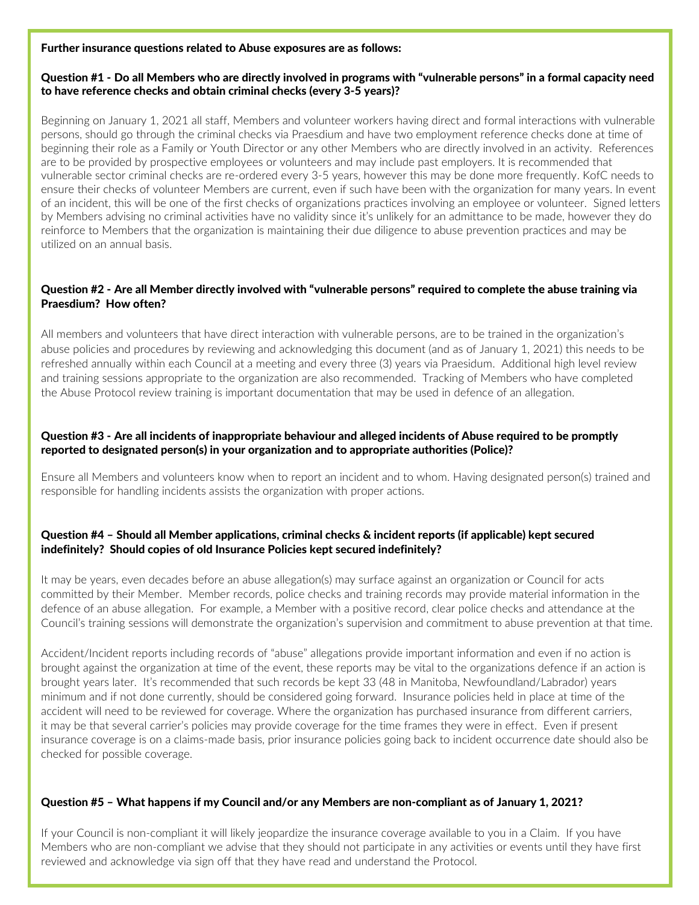**Further insurance questions related to Abuse exposures are as follows:**

**Question #1 - Do all Members who are directly involved in programs with "vulnerable persons" in a formal capacity need to have reference checks and obtain criminal checks (every 3-5 years)?**

Beginning on January 1, 2021 all staff, Members and volunteer workers having direct and formal interactions with vulnerable persons, should go through the criminal checks via Praesdium and have two employment reference checks done at time of beginning their role as a Family or Youth Director or any other Members who are directly involved in an activity. References are to be provided by prospective employees or volunteers and may include past employers. It is recommended that vulnerable sector criminal checks are re-ordered every 3-5 years, however this may be done more frequently. KofC needs to ensure their checks of volunteer Members are current, even if such have been with the organization for many years. In event of an incident, this will be one of the first checks of organizations practices involving an employee or volunteer. Signed letters by Members advising no criminal activities have no validity since it's unlikely for an admittance to be made, however they do reinforce to Members that the organization is maintaining their due diligence to abuse prevention practices and may be utilized on an annual basis.

**Question #2 - Are all Member directly involved with "vulnerable persons" required to complete the abuse training via Praesdium? How often?**

All members and volunteers that have direct interaction with vulnerable persons, are to be trained in the organization's abuse policies and procedures by reviewing and acknowledging this document (and as of January 1, 2021) this needs to be refreshed annually within each Council at a meeting and every three (3) years via Praesidum. Additional high level review and training sessions appropriate to the organization are also recommended. Tracking of Members who have completed the Abuse Protocol review training is important documentation that may be used in defence of an allegation.

**Question #3 - Are all incidents of inappropriate behaviour and alleged incidents of Abuse required to be promptly reported to designated person(s) in your organization and to appropriate authorities (Police)?**

Ensure all Members and volunteers know when to report an incident and to whom. Having designated person(s) trained and responsible for handling incidents assists the organization with proper actions.

**Question #4 – Should all Member applications, criminal checks & incident reports (if applicable) kept secured indefinitely? Should copies of old Insurance Policies kept secured indefinitely?**

It may be years, even decades before an abuse allegation(s) may surface against an organization or Council for acts committed by their Member. Member records, police checks and training records may provide material information in the defence of an abuse allegation. For example, a Member with a positive record, clear police checks and attendance at the Council's training sessions will demonstrate the organization's supervision and commitment to abuse prevention at that time.

Accident/Incident reports including records of "abuse" allegations provide important information and even if no action is brought against the organization at time of the event, these reports may be vital to the organizations defence if an action is brought years later. It's recommended that such records be kept 33 (48 in Manitoba, Newfoundland/Labrador) years minimum and if not done currently, should be considered going forward. Insurance policies held in place at time of the accident will need to be reviewed for coverage. Where the organization has purchased insurance from different carriers, it may be that several carrier's policies may provide coverage for the time frames they were in effect. Even if present insurance coverage is on a claims-made basis, prior insurance policies going back to incident occurrence date should also be checked for possible coverage.

**Question #5 – What happens if my Council and/or any Members are non-compliant as of January 1, 2021?**

If your Council is non-compliant it will likely jeopardize the insurance coverage available to you in a Claim. If you have Members who are non-compliant we advise that they should not participate in any activities or events until they have first reviewed and acknowledge via sign off that they have read and understand the Protocol.